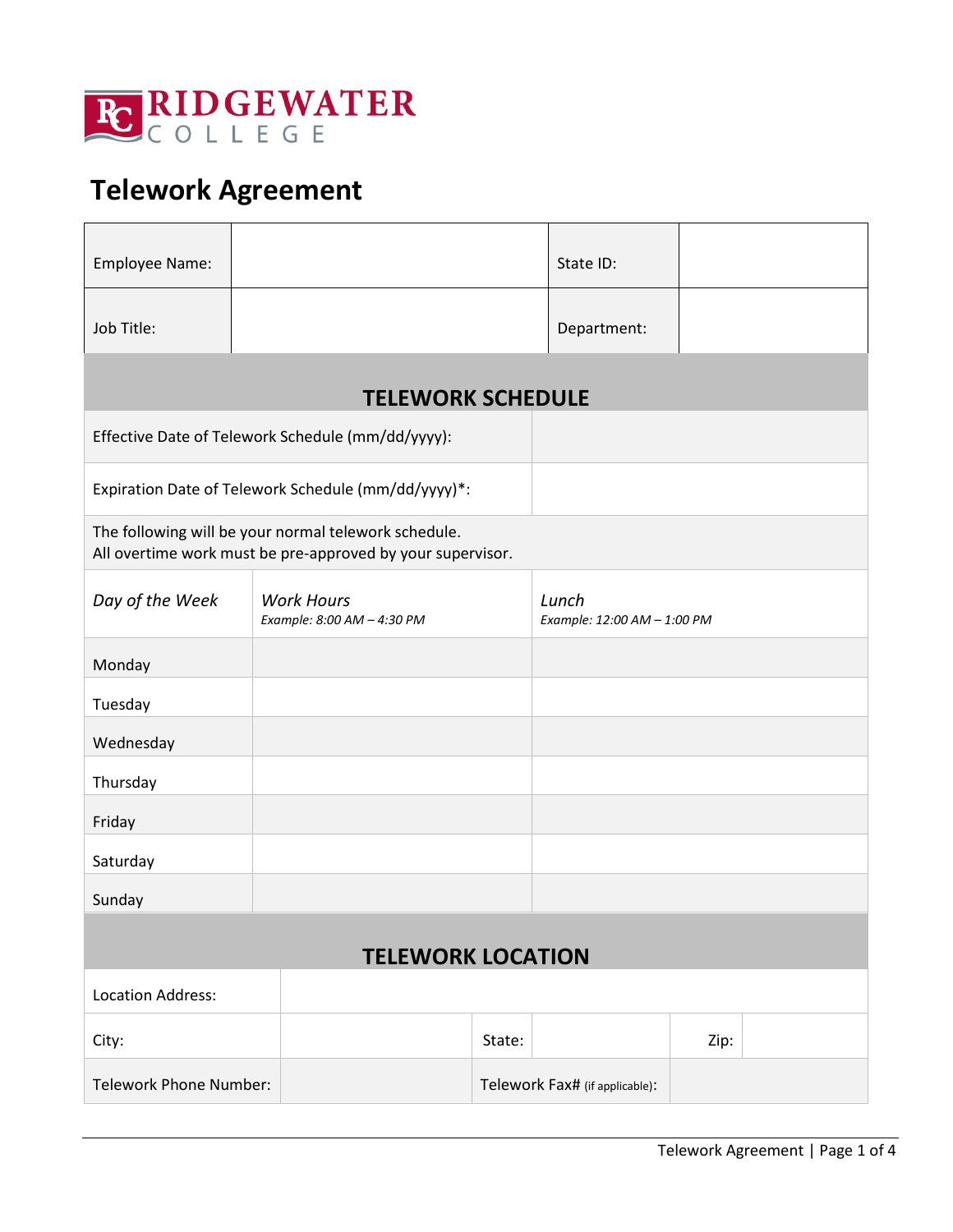RIDGEWATER COLLEGE

# Telework Agreement

| Employee Name: | | State ID: | |
|---|---|---|---|
| Job Title: | | Department: | |

## TELEWORK SCHEDULE

| | |
|---|---|
| Effective Date of Telework Schedule (mm/dd/yyyy): | |
| Expiration Date of Telework Schedule (mm/dd/yyyy)*: | |

The following will be your normal telework schedule.
All overtime work must be pre-approved by your supervisor.

| *Day of the Week* | *Work Hours* *Example: 8:00 AM – 4:30 PM* | *Lunch* *Example: 12:00 AM – 1:00 PM* |
|---|---|---|
| Monday | | |
| Tuesday | | |
| Wednesday | | |
| Thursday | | |
| Friday | | |
| Saturday | | |
| Sunday | | |

## TELEWORK LOCATION

| Location Address: | | | | | |
|---|---|---|---|---|---|
| City: | | State: | | Zip: | |
| Telework Phone Number: | | Telework Fax# (if applicable): | | | |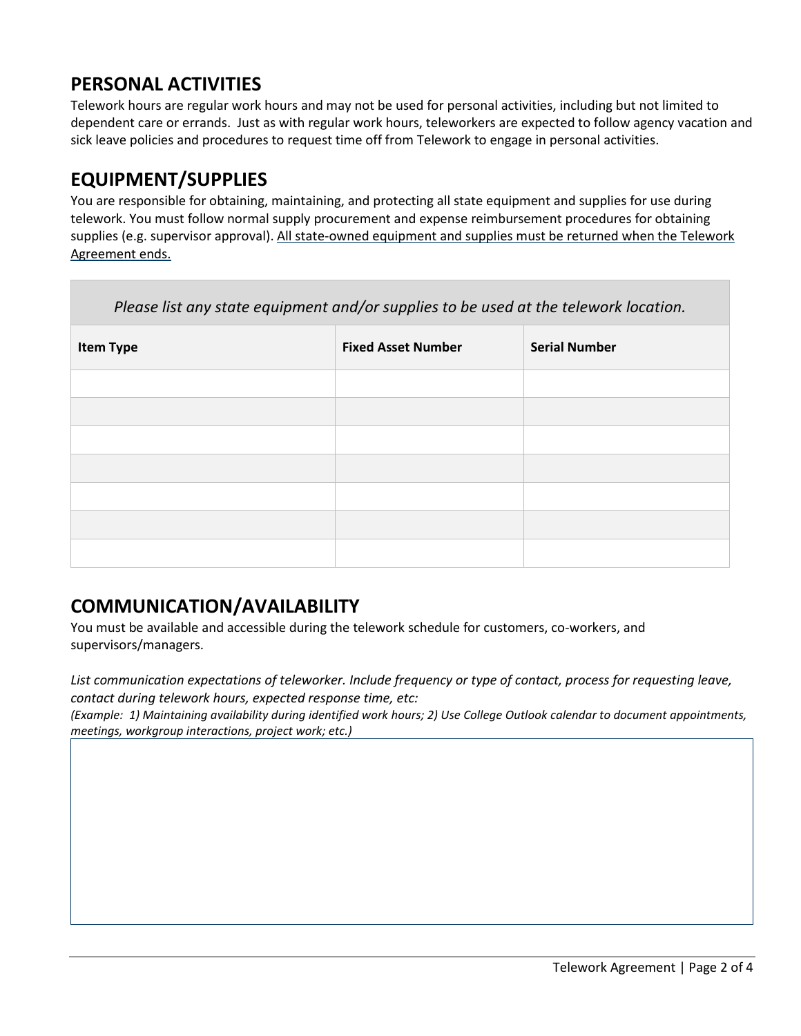## PERSONAL ACTIVITIES

Telework hours are regular work hours and may not be used for personal activities, including but not limited to dependent care or errands. Just as with regular work hours, teleworkers are expected to follow agency vacation and sick leave policies and procedures to request time off from Telework to engage in personal activities.

## EQUIPMENT/SUPPLIES

You are responsible for obtaining, maintaining, and protecting all state equipment and supplies for use during telework. You must follow normal supply procurement and expense reimbursement procedures for obtaining supplies (e.g. supervisor approval). <u>All state-owned equipment and supplies must be returned when the Telework Agreement ends.</u>

*Please list any state equipment and/or supplies to be used at the telework location.*

| Item Type | Fixed Asset Number | Serial Number |
|---|---|---|
| | | |
| | | |
| | | |
| | | |
| | | |
| | | |
| | | |

## COMMUNICATION/AVAILABILITY

You must be available and accessible during the telework schedule for customers, co-workers, and supervisors/managers.

*List communication expectations of teleworker. Include frequency or type of contact, process for requesting leave, contact during telework hours, expected response time, etc:*

*(Example: 1) Maintaining availability during identified work hours; 2) Use College Outlook calendar to document appointments, meetings, workgroup interactions, project work; etc.)*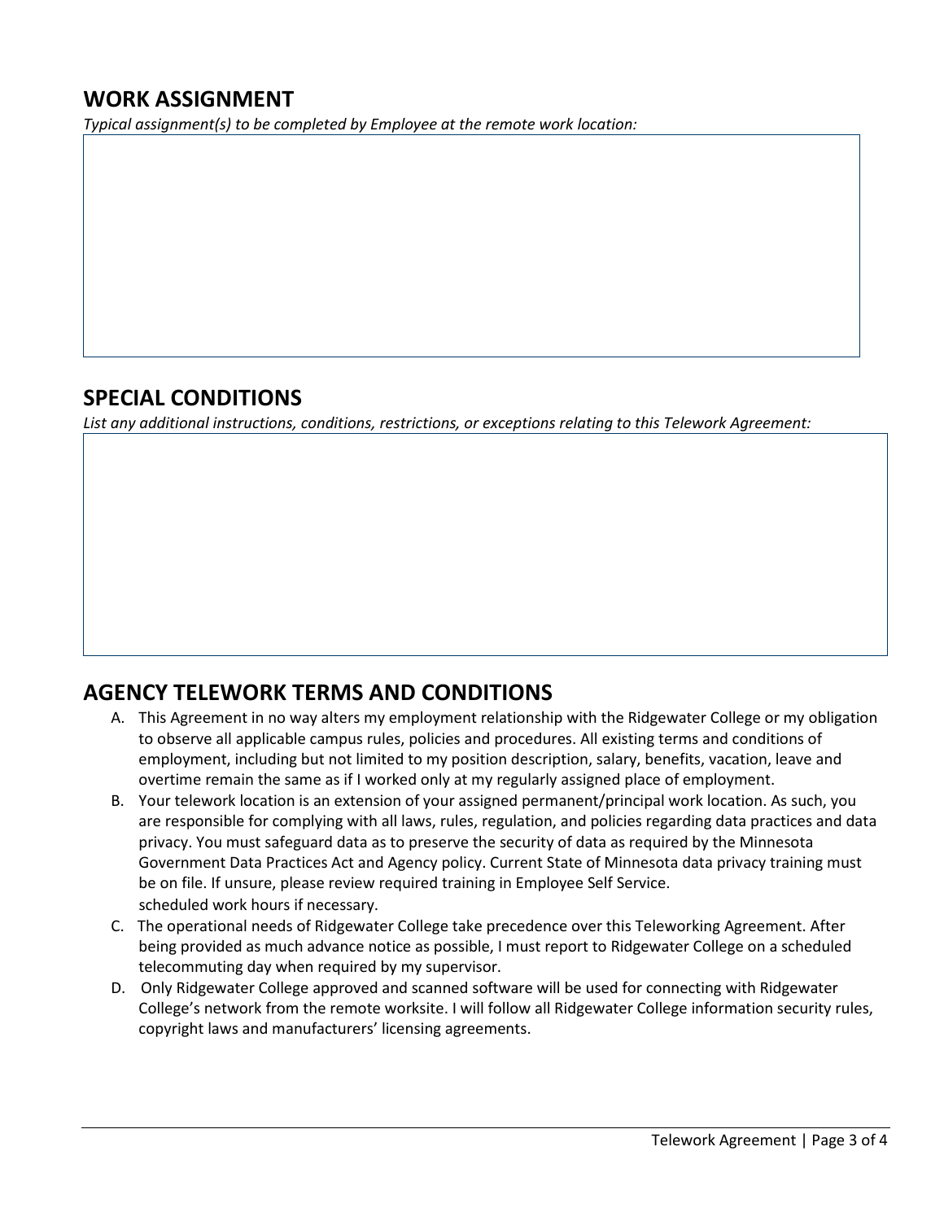## WORK ASSIGNMENT

*Typical assignment(s) to be completed by Employee at the remote work location:*

## SPECIAL CONDITIONS

*List any additional instructions, conditions, restrictions, or exceptions relating to this Telework Agreement:*

## AGENCY TELEWORK TERMS AND CONDITIONS

A. This Agreement in no way alters my employment relationship with the Ridgewater College or my obligation to observe all applicable campus rules, policies and procedures. All existing terms and conditions of employment, including but not limited to my position description, salary, benefits, vacation, leave and overtime remain the same as if I worked only at my regularly assigned place of employment.

B. Your telework location is an extension of your assigned permanent/principal work location. As such, you are responsible for complying with all laws, rules, regulation, and policies regarding data practices and data privacy. You must safeguard data as to preserve the security of data as required by the Minnesota Government Data Practices Act and Agency policy. Current State of Minnesota data privacy training must be on file. If unsure, please review required training in Employee Self Service.
scheduled work hours if necessary.

C. The operational needs of Ridgewater College take precedence over this Teleworking Agreement. After being provided as much advance notice as possible, I must report to Ridgewater College on a scheduled telecommuting day when required by my supervisor.

D. Only Ridgewater College approved and scanned software will be used for connecting with Ridgewater College's network from the remote worksite. I will follow all Ridgewater College information security rules, copyright laws and manufacturers' licensing agreements.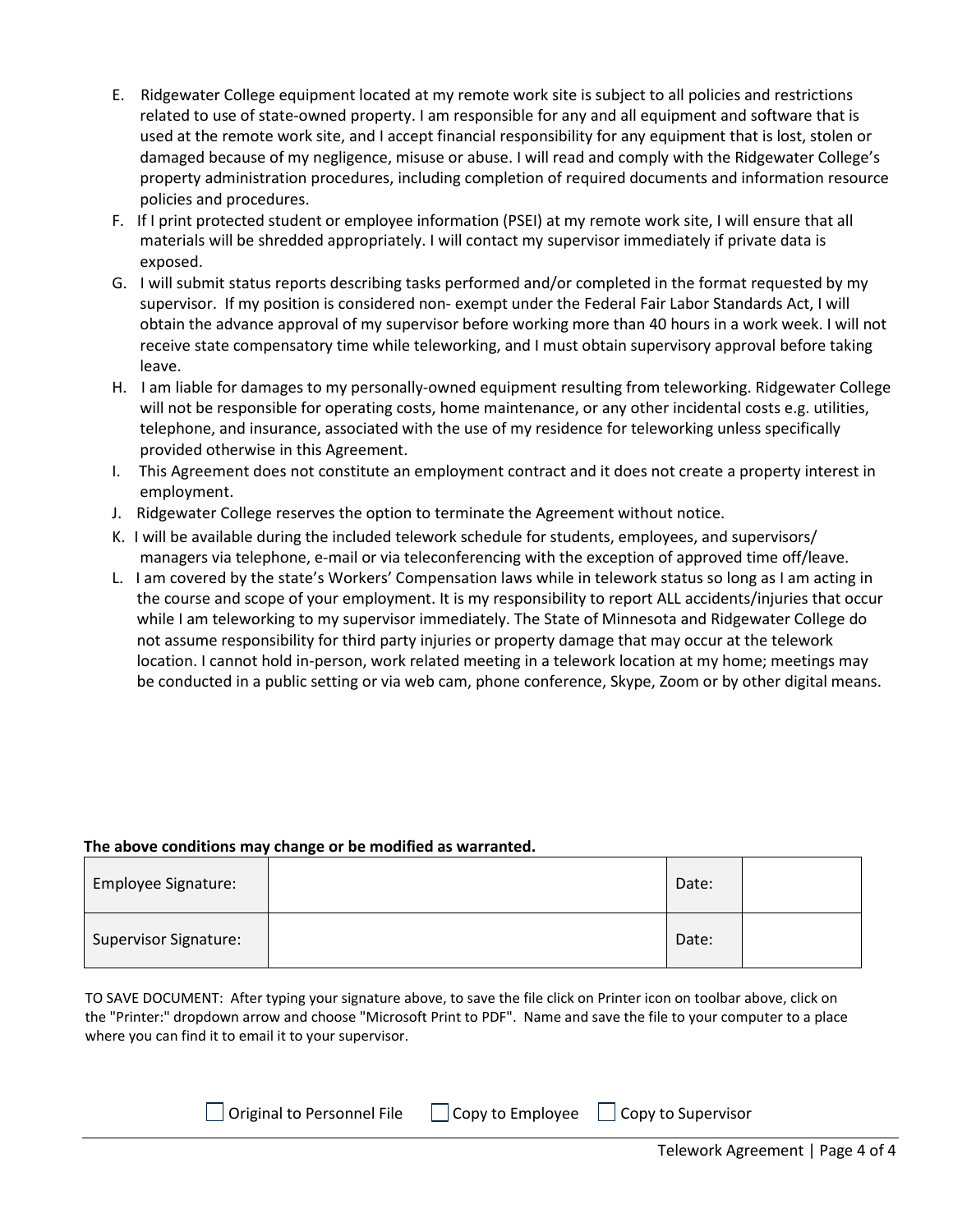E. Ridgewater College equipment located at my remote work site is subject to all policies and restrictions related to use of state-owned property. I am responsible for any and all equipment and software that is used at the remote work site, and I accept financial responsibility for any equipment that is lost, stolen or damaged because of my negligence, misuse or abuse. I will read and comply with the Ridgewater College's property administration procedures, including completion of required documents and information resource policies and procedures.

F. If I print protected student or employee information (PSEI) at my remote work site, I will ensure that all materials will be shredded appropriately. I will contact my supervisor immediately if private data is exposed.

G. I will submit status reports describing tasks performed and/or completed in the format requested by my supervisor. If my position is considered non- exempt under the Federal Fair Labor Standards Act, I will obtain the advance approval of my supervisor before working more than 40 hours in a work week. I will not receive state compensatory time while teleworking, and I must obtain supervisory approval before taking leave.

H. I am liable for damages to my personally-owned equipment resulting from teleworking. Ridgewater College will not be responsible for operating costs, home maintenance, or any other incidental costs e.g. utilities, telephone, and insurance, associated with the use of my residence for teleworking unless specifically provided otherwise in this Agreement.

I. This Agreement does not constitute an employment contract and it does not create a property interest in employment.

J. Ridgewater College reserves the option to terminate the Agreement without notice.

K. I will be available during the included telework schedule for students, employees, and supervisors/ managers via telephone, e-mail or via teleconferencing with the exception of approved time off/leave.

L. I am covered by the state's Workers' Compensation laws while in telework status so long as I am acting in the course and scope of your employment. It is my responsibility to report ALL accidents/injuries that occur while I am teleworking to my supervisor immediately. The State of Minnesota and Ridgewater College do not assume responsibility for third party injuries or property damage that may occur at the telework location. I cannot hold in-person, work related meeting in a telework location at my home; meetings may be conducted in a public setting or via web cam, phone conference, Skype, Zoom or by other digital means.

**The above conditions may change or be modified as warranted.**

| | | | |
|---|---|---|---|
| Employee Signature: | | Date: | |
| Supervisor Signature: | | Date: | |

TO SAVE DOCUMENT: After typing your signature above, to save the file click on Printer icon on toolbar above, click on the "Printer:" dropdown arrow and choose "Microsoft Print to PDF". Name and save the file to your computer to a place where you can find it to email it to your supervisor.

☐ Original to Personnel File ☐ Copy to Employee ☐ Copy to Supervisor